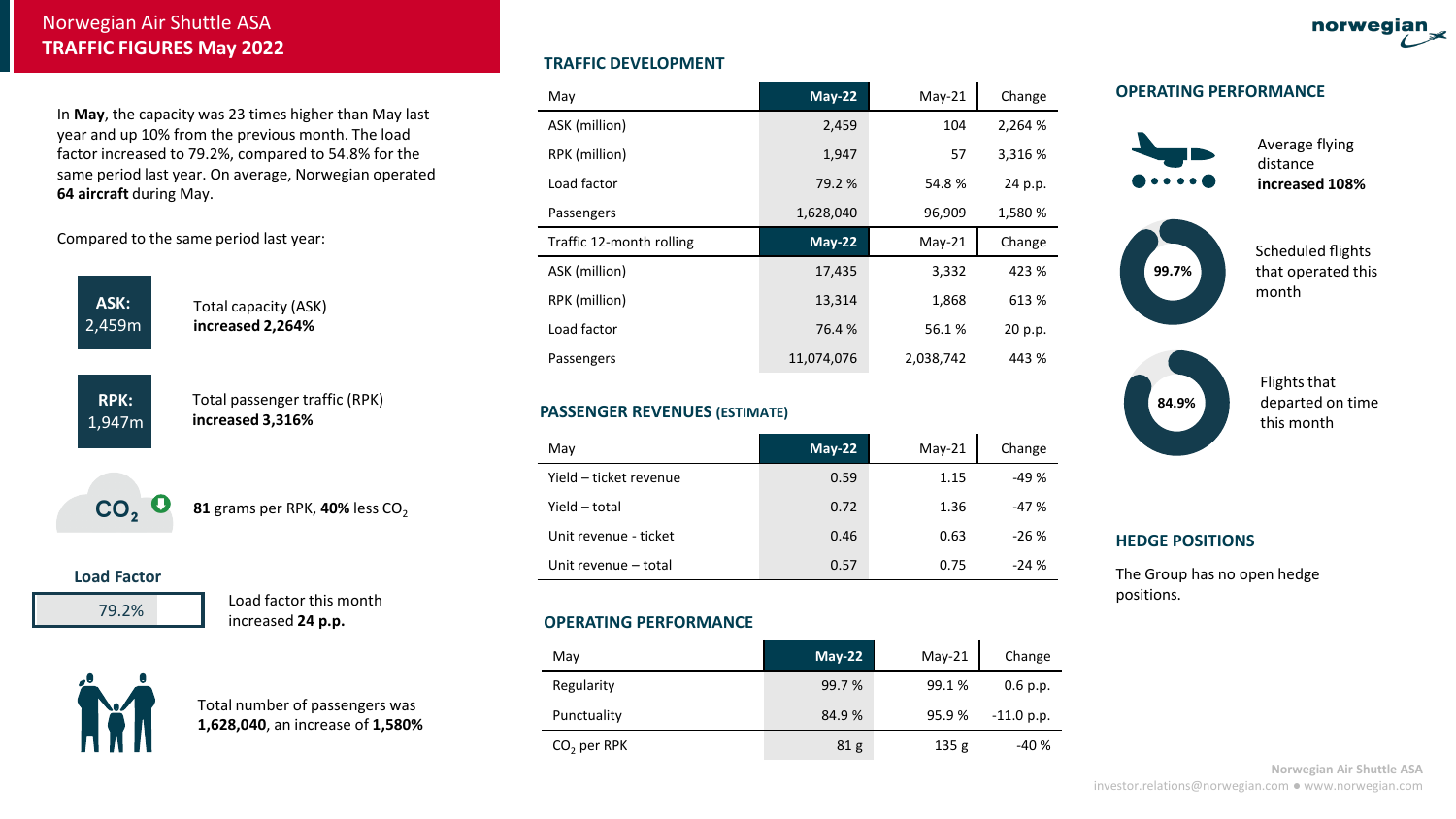# Norwegian Air Shuttle ASA
## TRAFFIC FIGURES May 2022

In **May**, the capacity was 23 times higher than May last year and up 10% from the previous month. The load factor increased to 79.2%, compared to 54.8% for the same period last year. On average, Norwegian operated **64 aircraft** during May.

Compared to the same period last year:

**ASK:** 2,459m — Total capacity (ASK) **increased 2,264%**

**RPK:** 1,947m — Total passenger traffic (RPK) **increased 3,316%**

$CO_2$ — **81** grams per RPK, **40%** less $CO_2$

**Load Factor**

79.2% — Load factor this month increased **24 p.p.**

Total number of passengers was **1,628,040**, an increase of **1,580%**

### TRAFFIC DEVELOPMENT

| May | May-22 | May-21 | Change |
|---|---|---|---|
| ASK (million) | 2,459 | 104 | 2,264 % |
| RPK (million) | 1,947 | 57 | 3,316 % |
| Load factor | 79.2 % | 54.8 % | 24 p.p. |
| Passengers | 1,628,040 | 96,909 | 1,580 % |
| **Traffic 12-month rolling** | **May-22** | **May-21** | **Change** |
| ASK (million) | 17,435 | 3,332 | 423 % |
| RPK (million) | 13,314 | 1,868 | 613 % |
| Load factor | 76.4 % | 56.1 % | 20 p.p. |
| Passengers | 11,074,076 | 2,038,742 | 443 % |

### PASSENGER REVENUES (ESTIMATE)

| May | May-22 | May-21 | Change |
|---|---|---|---|
| Yield – ticket revenue | 0.59 | 1.15 | -49 % |
| Yield – total | 0.72 | 1.36 | -47 % |
| Unit revenue - ticket | 0.46 | 0.63 | -26 % |
| Unit revenue – total | 0.57 | 0.75 | -24 % |

### OPERATING PERFORMANCE

| May | May-22 | May-21 | Change |
|---|---|---|---|
| Regularity | 99.7 % | 99.1 % | 0.6 p.p. |
| Punctuality | 84.9 % | 95.9 % | -11.0 p.p. |
| $CO_2$ per RPK | 81 g | 135 g | -40 % |

### OPERATING PERFORMANCE

Average flying distance **increased 108%**

99.7% — Scheduled flights that operated this month

84.9% — Flights that departed on time this month

### HEDGE POSITIONS

The Group has no open hedge positions.

Norwegian Air Shuttle ASA
investor.relations@norwegian.com ● www.norwegian.com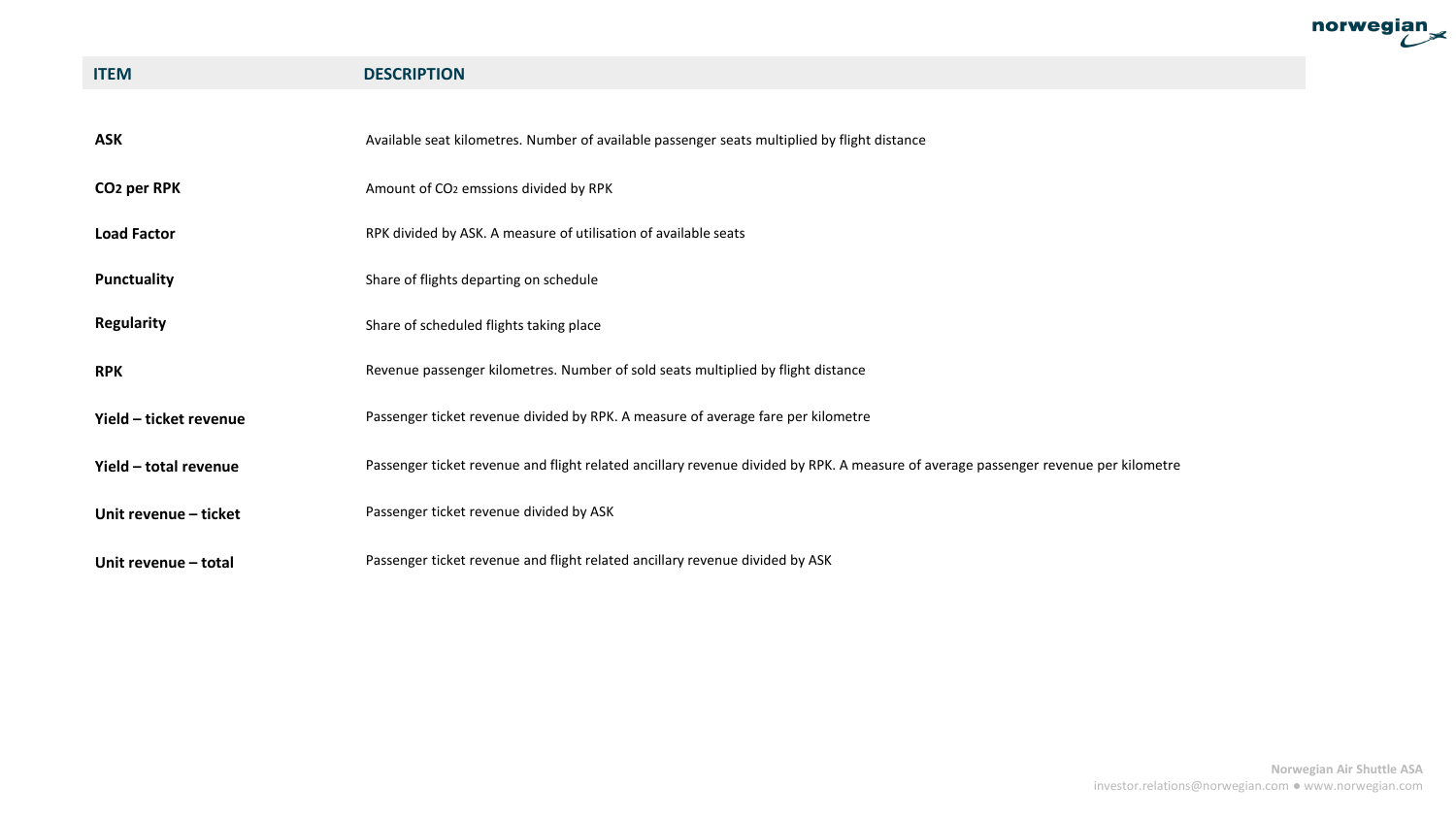| ITEM | DESCRIPTION |
| --- | --- |
| **ASK** | Available seat kilometres. Number of available passenger seats multiplied by flight distance |
| **$CO_2$ per RPK** | Amount of $CO_2$ emssions divided by RPK |
| **Load Factor** | RPK divided by ASK. A measure of utilisation of available seats |
| **Punctuality** | Share of flights departing on schedule |
| **Regularity** | Share of scheduled flights taking place |
| **RPK** | Revenue passenger kilometres. Number of sold seats multiplied by flight distance |
| **Yield – ticket revenue** | Passenger ticket revenue divided by RPK. A measure of average fare per kilometre |
| **Yield – total revenue** | Passenger ticket revenue and flight related ancillary revenue divided by RPK. A measure of average passenger revenue per kilometre |
| **Unit revenue – ticket** | Passenger ticket revenue divided by ASK |
| **Unit revenue – total** | Passenger ticket revenue and flight related ancillary revenue divided by ASK |

**Norwegian Air Shuttle ASA**
investor.relations@norwegian.com ● www.norwegian.com